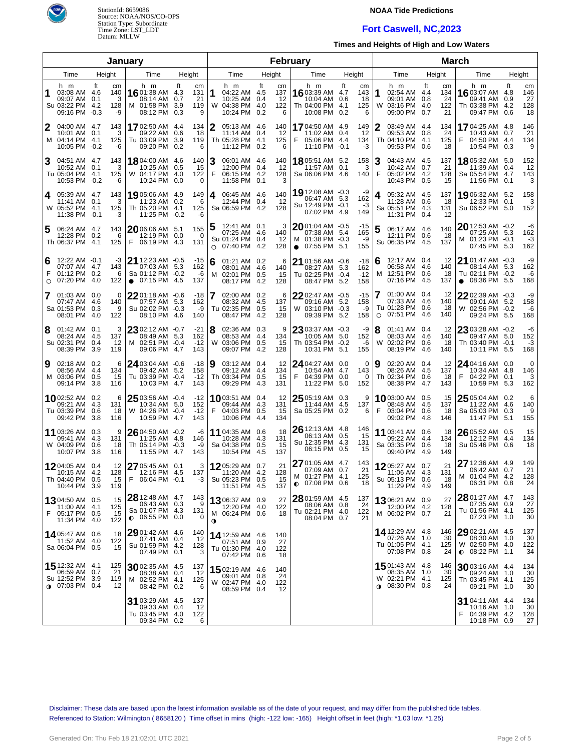StationId: 8659086
Source: NOAA/NOS/CO-OPS
Station Type: Subordinate
Time Zone: LST_LDT
Datum: MLLW

# NOAA Tide Predictions

## Fort Caswell, NC,2023

### Times and Heights of High and Low Waters

## January

| Day | Time (h m) | Height (ft) | Height (cm) |
|---|---|---|---|
| 1 Su | 03:08 AM | 4.6 | 140 |
| | 09:07 AM | 0.1 | 3 |
| | 03:22 PM | 4.2 | 128 |
| | 09:16 PM | -0.3 | -9 |
| 2 M | 04:00 AM | 4.7 | 143 |
| | 10:01 AM | 0.1 | 3 |
| | 04:14 PM | 4.1 | 125 |
| | 10:05 PM | -0.2 | -6 |
| 3 Tu | 04:51 AM | 4.7 | 143 |
| | 10:52 AM | 0.1 | 3 |
| | 05:04 PM | 4.1 | 125 |
| | 10:53 PM | -0.2 | -6 |
| 4 W | 05:39 AM | 4.7 | 143 |
| | 11:41 AM | 0.1 | 3 |
| | 05:52 PM | 4.1 | 125 |
| | 11:38 PM | -0.1 | -3 |
| 5 Th | 06:24 AM | 4.7 | 143 |
| | 12:28 PM | 0.2 | 6 |
| | 06:37 PM | 4.1 | 125 |
| 6 F ○ | 12:22 AM | -0.1 | -3 |
| | 07:07 AM | 4.7 | 143 |
| | 01:12 PM | 0.2 | 6 |
| | 07:20 PM | 4.0 | 122 |
| 7 Sa | 01:03 AM | 0.0 | 0 |
| | 07:47 AM | 4.6 | 140 |
| | 01:53 PM | 0.3 | 9 |
| | 08:01 PM | 4.0 | 122 |
| 8 Su | 01:42 AM | 0.1 | 3 |
| | 08:24 AM | 4.5 | 137 |
| | 02:31 PM | 0.4 | 12 |
| | 08:39 PM | 3.9 | 119 |
| 9 M | 02:18 AM | 0.2 | 6 |
| | 08:56 AM | 4.4 | 134 |
| | 03:06 PM | 0.5 | 15 |
| | 09:14 PM | 3.8 | 116 |
| 10 Tu | 02:52 AM | 0.2 | 6 |
| | 09:21 AM | 4.3 | 131 |
| | 03:39 PM | 0.6 | 18 |
| | 09:42 PM | 3.8 | 116 |
| 11 W | 03:26 AM | 0.3 | 9 |
| | 09:41 AM | 4.3 | 131 |
| | 04:09 PM | 0.6 | 18 |
| | 10:07 PM | 3.8 | 116 |
| 12 Th | 04:05 AM | 0.4 | 12 |
| | 10:15 AM | 4.2 | 128 |
| | 04:40 PM | 0.5 | 15 |
| | 10:44 PM | 3.9 | 119 |
| 13 F | 04:50 AM | 0.5 | 15 |
| | 11:00 AM | 4.1 | 125 |
| | 05:17 PM | 0.5 | 15 |
| | 11:34 PM | 4.0 | 122 |
| 14 Sa | 05:47 AM | 0.6 | 18 |
| | 11:52 AM | 4.0 | 122 |
| | 06:04 PM | 0.5 | 15 |
| 15 Su ◑ | 12:32 AM | 4.1 | 125 |
| | 06:59 AM | 0.7 | 21 |
| | 12:52 PM | 3.9 | 119 |
| | 07:03 PM | 0.4 | 12 |
| 16 M | 01:38 AM | 4.3 | 131 |
| | 08:14 AM | 0.7 | 21 |
| | 01:58 PM | 3.9 | 119 |
| | 08:12 PM | 0.3 | 9 |
| 17 Tu | 02:50 AM | 4.4 | 134 |
| | 09:22 AM | 0.6 | 18 |
| | 03:09 PM | 3.9 | 119 |
| | 09:20 PM | 0.2 | 6 |
| 18 W | 04:00 AM | 4.6 | 140 |
| | 10:25 AM | 0.5 | 15 |
| | 04:17 PM | 4.0 | 122 |
| | 10:24 PM | 0.0 | 0 |
| 19 Th | 05:06 AM | 4.9 | 149 |
| | 11:23 AM | 0.2 | 6 |
| | 05:20 PM | 4.1 | 125 |
| | 11:25 PM | -0.2 | -6 |
| 20 F | 06:06 AM | 5.1 | 155 |
| | 12:19 PM | 0.0 | 0 |
| | 06:19 PM | 4.3 | 131 |
| 21 Sa ● | 12:23 AM | -0.5 | -15 |
| | 07:03 AM | 5.3 | 162 |
| | 01:12 PM | -0.2 | -6 |
| | 07:15 PM | 4.5 | 137 |
| 22 Su | 01:18 AM | -0.6 | -18 |
| | 07:57 AM | 5.3 | 162 |
| | 02:02 PM | -0.3 | -9 |
| | 08:10 PM | 4.6 | 140 |
| 23 M | 02:12 AM | -0.7 | -21 |
| | 08:49 AM | 5.3 | 162 |
| | 02:51 PM | -0.4 | -12 |
| | 09:06 PM | 4.7 | 143 |
| 24 Tu | 03:04 AM | -0.6 | -18 |
| | 09:42 AM | 5.2 | 158 |
| | 03:39 PM | -0.4 | -12 |
| | 10:03 PM | 4.7 | 143 |
| 25 W | 03:56 AM | -0.4 | -12 |
| | 10:34 AM | 5.0 | 152 |
| | 04:26 PM | -0.4 | -12 |
| | 10:59 PM | 4.7 | 143 |
| 26 Th | 04:50 AM | -0.2 | -6 |
| | 11:25 AM | 4.8 | 146 |
| | 05:14 PM | -0.3 | -9 |
| | 11:55 PM | 4.7 | 143 |
| 27 F | 05:45 AM | 0.1 | 3 |
| | 12:16 PM | 4.5 | 137 |
| | 06:04 PM | -0.1 | -3 |
| 28 Sa ◐ | 12:48 AM | 4.7 | 143 |
| | 06:43 AM | 0.3 | 9 |
| | 01:07 PM | 4.3 | 131 |
| | 06:55 PM | 0.0 | 0 |
| 29 Su | 01:42 AM | 4.6 | 140 |
| | 07:41 AM | 0.4 | 12 |
| | 01:59 PM | 4.2 | 128 |
| | 07:49 PM | 0.1 | 3 |
| 30 M | 02:35 AM | 4.5 | 137 |
| | 08:38 AM | 0.4 | 12 |
| | 02:52 PM | 4.1 | 125 |
| | 08:42 PM | 0.2 | 6 |
| 31 Tu | 03:29 AM | 4.5 | 137 |
| | 09:33 AM | 0.4 | 12 |
| | 03:45 PM | 4.0 | 122 |
| | 09:34 PM | 0.2 | 6 |

## February

| Day | Time (h m) | Height (ft) | Height (cm) |
|---|---|---|---|
| 1 W | 04:22 AM | 4.5 | 137 |
| | 10:25 AM | 0.4 | 12 |
| | 04:38 PM | 4.0 | 122 |
| | 10:24 PM | 0.2 | 6 |
| 2 Th | 05:13 AM | 4.6 | 140 |
| | 11:14 AM | 0.4 | 12 |
| | 05:28 PM | 4.1 | 125 |
| | 11:12 PM | 0.2 | 6 |
| 3 F | 06:01 AM | 4.6 | 140 |
| | 12:00 PM | 0.4 | 12 |
| | 06:15 PM | 4.2 | 128 |
| | 11:58 PM | 0.1 | 3 |
| 4 Sa | 06:45 AM | 4.6 | 140 |
| | 12:44 PM | 0.4 | 12 |
| | 06:59 PM | 4.2 | 128 |
| 5 Su ○ | 12:41 AM | 0.1 | 3 |
| | 07:25 AM | 4.6 | 140 |
| | 01:24 PM | 0.4 | 12 |
| | 07:40 PM | 4.2 | 128 |
| 6 M | 01:21 AM | 0.2 | 6 |
| | 08:01 AM | 4.6 | 140 |
| | 02:01 PM | 0.5 | 15 |
| | 08:17 PM | 4.2 | 128 |
| 7 Tu | 02:00 AM | 0.2 | 6 |
| | 08:32 AM | 4.5 | 137 |
| | 02:35 PM | 0.5 | 15 |
| | 08:47 PM | 4.2 | 128 |
| 8 W | 02:36 AM | 0.3 | 9 |
| | 08:53 AM | 4.4 | 134 |
| | 03:06 PM | 0.5 | 15 |
| | 09:07 PM | 4.2 | 128 |
| 9 Th | 03:12 AM | 0.4 | 12 |
| | 09:12 AM | 4.4 | 134 |
| | 03:34 PM | 0.5 | 15 |
| | 09:29 PM | 4.3 | 131 |
| 10 F | 03:51 AM | 0.4 | 12 |
| | 09:44 AM | 4.3 | 131 |
| | 04:03 PM | 0.5 | 15 |
| | 10:06 PM | 4.4 | 134 |
| 11 Sa | 04:35 AM | 0.6 | 18 |
| | 10:28 AM | 4.3 | 131 |
| | 04:38 PM | 0.5 | 15 |
| | 10:54 PM | 4.5 | 137 |
| 12 Su | 05:29 AM | 0.7 | 21 |
| | 11:20 AM | 4.2 | 128 |
| | 05:23 PM | 0.5 | 15 |
| | 11:51 PM | 4.5 | 137 |
| 13 M ◑ | 06:37 AM | 0.9 | 27 |
| | 12:20 PM | 4.0 | 122 |
| | 06:24 PM | 0.6 | 18 |
| 14 Tu | 12:59 AM | 4.6 | 140 |
| | 07:51 AM | 0.9 | 27 |
| | 01:30 PM | 4.0 | 122 |
| | 07:42 PM | 0.6 | 18 |
| 15 W | 02:19 AM | 4.6 | 140 |
| | 09:01 AM | 0.8 | 24 |
| | 02:47 PM | 4.0 | 122 |
| | 08:59 PM | 0.4 | 12 |
| 16 Th | 03:39 AM | 4.7 | 143 |
| | 10:04 AM | 0.6 | 18 |
| | 04:00 PM | 4.1 | 125 |
| | 10:08 PM | 0.2 | 6 |
| 17 F | 04:50 AM | 4.9 | 149 |
| | 11:02 AM | 0.4 | 12 |
| | 05:06 PM | 4.4 | 134 |
| | 11:10 PM | -0.1 | -3 |
| 18 Sa | 05:51 AM | 5.2 | 158 |
| | 11:57 AM | 0.1 | 3 |
| | 06:06 PM | 4.6 | 140 |
| 19 Su | 12:08 AM | -0.3 | -9 |
| | 06:47 AM | 5.3 | 162 |
| | 12:49 PM | -0.1 | -3 |
| | 07:02 PM | 4.9 | 149 |
| 20 M ● | 01:04 AM | -0.5 | -15 |
| | 07:38 AM | 5.4 | 165 |
| | 01:38 PM | -0.3 | -9 |
| | 07:55 PM | 5.1 | 155 |
| 21 Tu | 01:56 AM | -0.6 | -18 |
| | 08:27 AM | 5.3 | 162 |
| | 02:25 PM | -0.4 | -12 |
| | 08:47 PM | 5.2 | 158 |
| 22 W | 02:47 AM | -0.5 | -15 |
| | 09:16 AM | 5.2 | 158 |
| | 03:10 PM | -0.3 | -9 |
| | 09:39 PM | 5.2 | 158 |
| 23 Th | 03:37 AM | -0.3 | -9 |
| | 10:05 AM | 5.0 | 152 |
| | 03:54 PM | -0.2 | -6 |
| | 10:31 PM | 5.1 | 155 |
| 24 F | 04:27 AM | 0.0 | 0 |
| | 10:54 AM | 4.7 | 143 |
| | 04:39 PM | 0.0 | 0 |
| | 11:22 PM | 5.0 | 152 |
| 25 Sa | 05:19 AM | 0.3 | 9 |
| | 11:44 AM | 4.5 | 137 |
| | 05:25 PM | 0.2 | 6 |
| 26 Su | 12:13 AM | 4.8 | 146 |
| | 06:13 AM | 0.5 | 15 |
| | 12:35 PM | 4.3 | 131 |
| | 06:15 PM | 0.5 | 15 |
| 27 M ◐ | 01:05 AM | 4.7 | 143 |
| | 07:09 AM | 0.7 | 21 |
| | 01:27 PM | 4.1 | 125 |
| | 07:08 PM | 0.6 | 18 |
| 28 Tu | 01:59 AM | 4.5 | 137 |
| | 08:06 AM | 0.8 | 24 |
| | 02:21 PM | 4.0 | 122 |
| | 08:04 PM | 0.7 | 21 |

## March

| Day | Time (h m) | Height (ft) | Height (cm) |
|---|---|---|---|
| 1 W | 02:54 AM | 4.4 | 134 |
| | 09:01 AM | 0.8 | 24 |
| | 03:16 PM | 4.0 | 122 |
| | 09:00 PM | 0.7 | 21 |
| 2 Th | 03:49 AM | 4.4 | 134 |
| | 09:53 AM | 0.8 | 24 |
| | 04:10 PM | 4.1 | 125 |
| | 09:53 PM | 0.6 | 18 |
| 3 F | 04:43 AM | 4.5 | 137 |
| | 10:42 AM | 0.7 | 21 |
| | 05:02 PM | 4.2 | 128 |
| | 10:43 PM | 0.5 | 15 |
| 4 Sa | 05:32 AM | 4.5 | 137 |
| | 11:28 AM | 0.6 | 18 |
| | 05:51 PM | 4.3 | 131 |
| | 11:31 PM | 0.4 | 12 |
| 5 Su | 06:17 AM | 4.6 | 140 |
| | 12:11 PM | 0.6 | 18 |
| | 06:35 PM | 4.5 | 137 |
| 6 M | 12:17 AM | 0.4 | 12 |
| | 06:58 AM | 4.6 | 140 |
| | 12:51 PM | 0.6 | 18 |
| | 07:16 PM | 4.5 | 137 |
| 7 Tu ○ | 01:00 AM | 0.4 | 12 |
| | 07:33 AM | 4.6 | 140 |
| | 01:28 PM | 0.6 | 18 |
| | 07:51 PM | 4.6 | 140 |
| 8 W | 01:41 AM | 0.4 | 12 |
| | 08:03 AM | 4.6 | 140 |
| | 02:02 PM | 0.6 | 18 |
| | 08:19 PM | 4.6 | 140 |
| 9 Th | 02:20 AM | 0.4 | 12 |
| | 08:26 AM | 4.5 | 137 |
| | 02:34 PM | 0.6 | 18 |
| | 08:38 PM | 4.7 | 143 |
| 10 F | 03:00 AM | 0.5 | 15 |
| | 08:48 AM | 4.5 | 137 |
| | 03:04 PM | 0.6 | 18 |
| | 09:02 PM | 4.8 | 146 |
| 11 Sa | 03:41 AM | 0.6 | 18 |
| | 09:22 AM | 4.4 | 134 |
| | 03:35 PM | 0.6 | 18 |
| | 09:40 PM | 4.9 | 149 |
| 12 Su | 05:27 AM | 0.7 | 21 |
| | 11:06 AM | 4.3 | 131 |
| | 05:13 PM | 0.6 | 18 |
| | 11:29 PM | 4.9 | 149 |
| 13 M | 06:21 AM | 0.9 | 27 |
| | 12:00 PM | 4.2 | 128 |
| | 06:02 PM | 0.7 | 21 |
| 14 Tu | 12:29 AM | 4.8 | 146 |
| | 07:26 AM | 1.0 | 30 |
| | 01:05 PM | 4.1 | 125 |
| | 07:08 PM | 0.8 | 24 |
| 15 W ◑ | 01:43 AM | 4.8 | 146 |
| | 08:35 AM | 1.0 | 30 |
| | 02:21 PM | 4.1 | 125 |
| | 08:30 PM | 0.8 | 24 |
| 16 Th | 03:07 AM | 4.8 | 146 |
| | 09:41 AM | 0.9 | 27 |
| | 03:38 PM | 4.2 | 128 |
| | 09:47 PM | 0.6 | 18 |
| 17 F | 04:25 AM | 4.8 | 146 |
| | 10:43 AM | 0.7 | 21 |
| | 04:50 PM | 4.4 | 134 |
| | 10:54 PM | 0.3 | 9 |
| 18 Sa | 05:32 AM | 5.0 | 152 |
| | 11:39 AM | 0.4 | 12 |
| | 05:54 PM | 4.7 | 143 |
| | 11:56 PM | 0.1 | 3 |
| 19 Su | 06:32 AM | 5.2 | 158 |
| | 12:33 PM | 0.1 | 3 |
| | 06:52 PM | 5.0 | 152 |
| 20 M | 12:53 AM | -0.2 | -6 |
| | 07:25 AM | 5.3 | 162 |
| | 01:23 PM | -0.1 | -3 |
| | 07:45 PM | 5.3 | 162 |
| 21 Tu ● | 01:47 AM | -0.3 | -9 |
| | 08:14 AM | 5.3 | 162 |
| | 02:11 PM | -0.2 | -6 |
| | 08:36 PM | 5.5 | 168 |
| 22 W | 02:39 AM | -0.3 | -9 |
| | 09:01 AM | 5.2 | 158 |
| | 02:56 PM | -0.2 | -6 |
| | 09:24 PM | 5.5 | 168 |
| 23 Th | 03:28 AM | -0.2 | -6 |
| | 09:47 AM | 5.0 | 152 |
| | 03:40 PM | -0.1 | -3 |
| | 10:11 PM | 5.5 | 168 |
| 24 F | 04:16 AM | 0.0 | 0 |
| | 10:34 AM | 4.8 | 146 |
| | 04:22 PM | 0.1 | 3 |
| | 10:59 PM | 5.3 | 162 |
| 25 Sa | 05:04 AM | 0.2 | 6 |
| | 11:22 AM | 4.6 | 140 |
| | 05:03 PM | 0.3 | 9 |
| | 11:47 PM | 5.1 | 155 |
| 26 Su | 05:52 AM | 0.5 | 15 |
| | 12:12 PM | 4.4 | 134 |
| | 05:46 PM | 0.6 | 18 |
| 27 M | 12:36 AM | 4.9 | 149 |
| | 06:42 AM | 0.7 | 21 |
| | 01:04 PM | 4.2 | 128 |
| | 06:31 PM | 0.8 | 24 |
| 28 Tu | 01:27 AM | 4.7 | 143 |
| | 07:35 AM | 0.9 | 27 |
| | 01:56 PM | 4.1 | 125 |
| | 07:23 PM | 1.0 | 30 |
| 29 W ◐ | 02:21 AM | 4.5 | 137 |
| | 08:30 AM | 1.0 | 30 |
| | 02:50 PM | 4.0 | 122 |
| | 08:22 PM | 1.1 | 34 |
| 30 Th | 03:16 AM | 4.4 | 134 |
| | 09:24 AM | 1.0 | 30 |
| | 03:45 PM | 4.1 | 125 |
| | 09:21 PM | 1.0 | 30 |
| 31 F | 04:11 AM | 4.4 | 134 |
| | 10:16 AM | 1.0 | 30 |
| | 04:39 PM | 4.2 | 128 |
| | 10:18 PM | 0.9 | 27 |

Disclaimer: These data are based upon the latest information available as of the date of your request, and may differ from the published tide tables.
Referenced to Station: Wilmington ( 8658120 ) Time offset in mins (high: -122 low: -165) Height offset in feet (high: *1.03 low: *1.25)

Generated On: Thu Feb 18 21:02:01 UTC 2021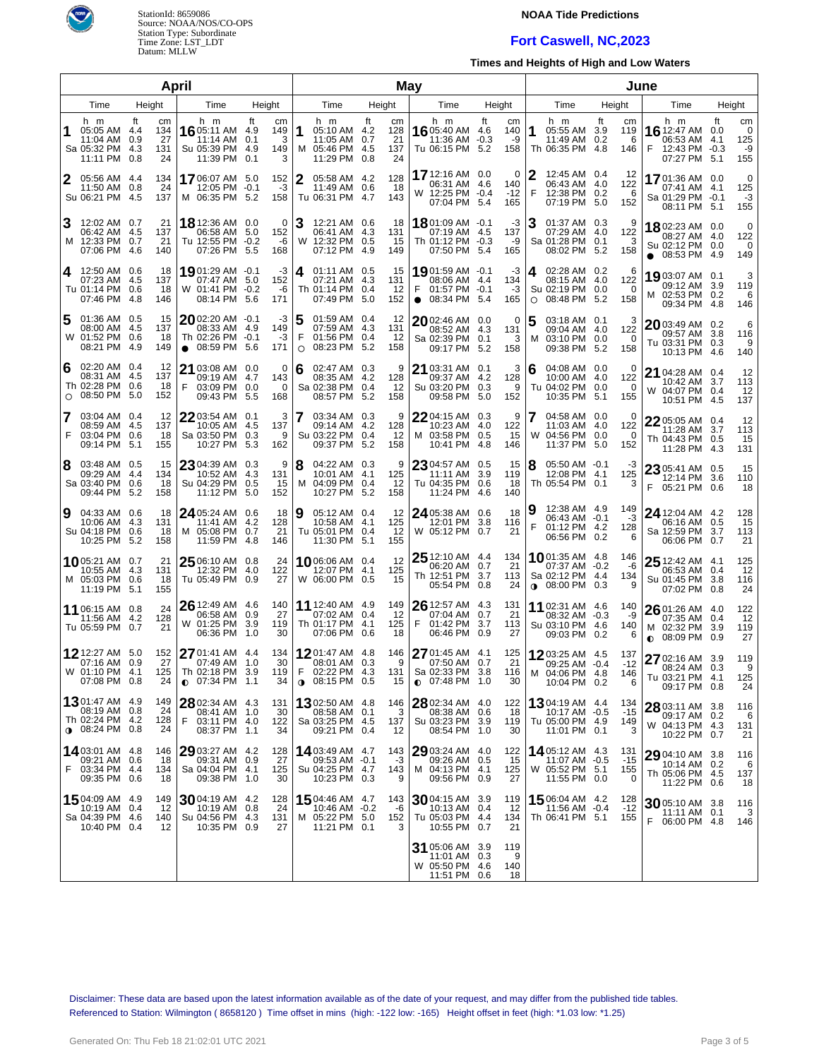StationId: 8659086
Source: NOAA/NOS/CO-OPS
Station Type: Subordinate
Time Zone: LST_LDT
Datum: MLLW

# NOAA Tide Predictions

## Fort Caswell, NC,2023

**Times and Heights of High and Low Waters**

### April

| Day | Time (h m) | Height (ft) | Height (cm) |
|---|---|---|---|
| 1 Sa | 05:05 AM | 4.4 | 134 |
| | 11:04 AM | 0.9 | 27 |
| | 05:32 PM | 4.3 | 131 |
| | 11:11 PM | 0.8 | 24 |
| 2 Su | 05:56 AM | 4.4 | 134 |
| | 11:50 AM | 0.8 | 24 |
| | 06:21 PM | 4.5 | 137 |
| 3 M | 12:02 AM | 0.7 | 21 |
| | 06:42 AM | 4.5 | 137 |
| | 12:33 PM | 0.7 | 21 |
| | 07:06 PM | 4.6 | 140 |
| 4 Tu | 12:50 AM | 0.6 | 18 |
| | 07:23 AM | 4.5 | 137 |
| | 01:14 PM | 0.6 | 18 |
| | 07:46 PM | 4.8 | 146 |
| 5 W | 01:36 AM | 0.5 | 15 |
| | 08:00 AM | 4.5 | 137 |
| | 01:52 PM | 0.6 | 18 |
| | 08:21 PM | 4.9 | 149 |
| 6 Th ○ | 02:20 AM | 0.4 | 12 |
| | 08:31 AM | 4.5 | 137 |
| | 02:28 PM | 0.6 | 18 |
| | 08:50 PM | 5.0 | 152 |
| 7 F | 03:04 AM | 0.4 | 12 |
| | 08:59 AM | 4.5 | 137 |
| | 03:04 PM | 0.6 | 18 |
| | 09:14 PM | 5.1 | 155 |
| 8 Sa | 03:48 AM | 0.5 | 15 |
| | 09:29 AM | 4.4 | 134 |
| | 03:40 PM | 0.6 | 18 |
| | 09:44 PM | 5.2 | 158 |
| 9 Su | 04:33 AM | 0.6 | 18 |
| | 10:06 AM | 4.3 | 131 |
| | 04:18 PM | 0.6 | 18 |
| | 10:25 PM | 5.2 | 158 |
| 10 M | 05:21 AM | 0.7 | 21 |
| | 10:55 AM | 4.3 | 131 |
| | 05:03 PM | 0.6 | 18 |
| | 11:19 PM | 5.1 | 155 |
| 11 Tu | 06:15 AM | 0.8 | 24 |
| | 11:56 AM | 4.2 | 128 |
| | 05:59 PM | 0.7 | 21 |
| 12 W | 12:27 AM | 5.0 | 152 |
| | 07:16 AM | 0.9 | 27 |
| | 01:10 PM | 4.1 | 125 |
| | 07:08 PM | 0.8 | 24 |
| 13 Th ◑ | 01:47 AM | 4.9 | 149 |
| | 08:19 AM | 0.8 | 24 |
| | 02:24 PM | 4.2 | 128 |
| | 08:24 PM | 0.8 | 24 |
| 14 F | 03:01 AM | 4.8 | 146 |
| | 09:21 AM | 0.6 | 18 |
| | 03:34 PM | 4.4 | 134 |
| | 09:35 PM | 0.6 | 18 |
| 15 Sa | 04:09 AM | 4.9 | 149 |
| | 10:19 AM | 0.4 | 12 |
| | 04:39 PM | 4.6 | 140 |
| | 10:40 PM | 0.4 | 12 |
| 16 Su | 05:11 AM | 4.9 | 149 |
| | 11:14 AM | 0.1 | 3 |
| | 05:39 PM | 4.9 | 149 |
| | 11:39 PM | 0.1 | 3 |
| 17 M | 06:07 AM | 5.0 | 152 |
| | 12:05 PM | -0.1 | -3 |
| | 06:35 PM | 5.2 | 158 |
| 18 Tu | 12:36 AM | 0.0 | 0 |
| | 06:58 AM | 5.0 | 152 |
| | 12:55 PM | -0.2 | -6 |
| | 07:26 PM | 5.5 | 168 |
| 19 W | 01:29 AM | -0.1 | -3 |
| | 07:47 AM | 5.0 | 152 |
| | 01:41 PM | -0.2 | -6 |
| | 08:14 PM | 5.6 | 171 |
| 20 Th ● | 02:20 AM | -0.1 | -3 |
| | 08:33 AM | 4.9 | 149 |
| | 02:26 PM | -0.1 | -3 |
| | 08:59 PM | 5.6 | 171 |
| 21 F | 03:08 AM | 0.0 | 0 |
| | 09:19 AM | 4.7 | 143 |
| | 03:09 PM | 0.0 | 0 |
| | 09:43 PM | 5.5 | 168 |
| 22 Sa | 03:54 AM | 0.1 | 3 |
| | 10:05 AM | 4.5 | 137 |
| | 03:50 PM | 0.3 | 9 |
| | 10:27 PM | 5.3 | 162 |
| 23 Su | 04:39 AM | 0.3 | 9 |
| | 10:52 AM | 4.3 | 131 |
| | 04:29 PM | 0.5 | 15 |
| | 11:12 PM | 5.0 | 152 |
| 24 M | 05:24 AM | 0.6 | 18 |
| | 11:41 AM | 4.2 | 128 |
| | 05:08 PM | 0.7 | 21 |
| | 11:59 PM | 4.8 | 146 |
| 25 Tu | 06:10 AM | 0.8 | 24 |
| | 12:32 PM | 4.0 | 122 |
| | 05:49 PM | 0.9 | 27 |
| 26 W | 12:49 AM | 4.6 | 140 |
| | 06:58 AM | 0.9 | 27 |
| | 01:25 PM | 3.9 | 119 |
| | 06:36 PM | 1.0 | 30 |
| 27 Th ◐ | 01:41 AM | 4.4 | 134 |
| | 07:49 AM | 1.0 | 30 |
| | 02:18 PM | 3.9 | 119 |
| | 07:34 PM | 1.1 | 34 |
| 28 F | 02:34 AM | 4.3 | 131 |
| | 08:41 AM | 1.0 | 30 |
| | 03:11 PM | 4.0 | 122 |
| | 08:37 PM | 1.1 | 34 |
| 29 Sa | 03:27 AM | 4.2 | 128 |
| | 09:31 AM | 0.9 | 27 |
| | 04:04 PM | 4.1 | 125 |
| | 09:38 PM | 1.0 | 30 |
| 30 Su | 04:19 AM | 4.2 | 128 |
| | 10:19 AM | 0.8 | 24 |
| | 04:56 PM | 4.3 | 131 |
| | 10:35 PM | 0.9 | 27 |

### May

| Day | Time (h m) | Height (ft) | Height (cm) |
|---|---|---|---|
| 1 M | 05:10 AM | 4.2 | 128 |
| | 11:05 AM | 0.7 | 21 |
| | 05:46 PM | 4.5 | 137 |
| | 11:29 PM | 0.8 | 24 |
| 2 Tu | 05:58 AM | 4.2 | 128 |
| | 11:49 AM | 0.6 | 18 |
| | 06:31 PM | 4.7 | 143 |
| 3 W | 12:21 AM | 0.6 | 18 |
| | 06:41 AM | 4.3 | 131 |
| | 12:32 PM | 0.5 | 15 |
| | 07:12 PM | 4.9 | 149 |
| 4 Th | 01:11 AM | 0.5 | 15 |
| | 07:21 AM | 4.3 | 131 |
| | 01:14 PM | 0.4 | 12 |
| | 07:49 PM | 5.0 | 152 |
| 5 F ○ | 01:59 AM | 0.4 | 12 |
| | 07:59 AM | 4.3 | 131 |
| | 01:56 PM | 0.4 | 12 |
| | 08:23 PM | 5.2 | 158 |
| 6 Sa | 02:47 AM | 0.3 | 9 |
| | 08:35 AM | 4.2 | 128 |
| | 02:38 PM | 0.4 | 12 |
| | 08:57 PM | 5.2 | 158 |
| 7 Su | 03:34 AM | 0.3 | 9 |
| | 09:14 AM | 4.2 | 128 |
| | 03:22 PM | 0.4 | 12 |
| | 09:37 PM | 5.2 | 158 |
| 8 M | 04:22 AM | 0.3 | 9 |
| | 10:01 AM | 4.1 | 125 |
| | 04:09 PM | 0.4 | 12 |
| | 10:27 PM | 5.2 | 158 |
| 9 Tu | 05:12 AM | 0.4 | 12 |
| | 10:58 AM | 4.1 | 125 |
| | 05:01 PM | 0.4 | 12 |
| | 11:30 PM | 5.1 | 155 |
| 10 W | 06:06 AM | 0.4 | 12 |
| | 12:07 PM | 4.1 | 125 |
| | 06:00 PM | 0.5 | 15 |
| 11 Th | 12:40 AM | 4.9 | 149 |
| | 07:02 AM | 0.4 | 12 |
| | 01:17 PM | 4.1 | 125 |
| | 07:06 PM | 0.6 | 18 |
| 12 F ◑ | 01:47 AM | 4.8 | 146 |
| | 08:01 AM | 0.3 | 9 |
| | 02:22 PM | 4.3 | 131 |
| | 08:15 PM | 0.5 | 15 |
| 13 Sa | 02:50 AM | 4.8 | 146 |
| | 08:58 AM | 0.1 | 3 |
| | 03:25 PM | 4.5 | 137 |
| | 09:21 PM | 0.4 | 12 |
| 14 Su | 03:49 AM | 4.7 | 143 |
| | 09:53 AM | -0.1 | -3 |
| | 04:25 PM | 4.7 | 143 |
| | 10:23 PM | 0.3 | 9 |
| 15 M | 04:46 AM | 4.7 | 143 |
| | 10:46 AM | -0.2 | -6 |
| | 05:22 PM | 5.0 | 152 |
| | 11:21 PM | 0.1 | 3 |
| 16 Tu | 05:40 AM | 4.6 | 140 |
| | 11:36 AM | -0.3 | -9 |
| | 06:15 PM | 5.2 | 158 |
| 17 W | 12:16 AM | 0.0 | 0 |
| | 06:31 AM | 4.6 | 140 |
| | 12:25 PM | -0.4 | -12 |
| | 07:04 PM | 5.4 | 165 |
| 18 Th | 01:09 AM | -0.1 | -3 |
| | 07:19 AM | 4.5 | 137 |
| | 01:12 PM | -0.3 | -9 |
| | 07:50 PM | 5.4 | 165 |
| 19 F ● | 01:59 AM | -0.1 | -3 |
| | 08:06 AM | 4.4 | 134 |
| | 01:57 PM | -0.1 | -3 |
| | 08:34 PM | 5.4 | 165 |
| 20 Sa | 02:46 AM | 0.0 | 0 |
| | 08:52 AM | 4.3 | 131 |
| | 02:39 PM | 0.1 | 3 |
| | 09:17 PM | 5.2 | 158 |
| 21 Su | 03:31 AM | 0.1 | 3 |
| | 09:37 AM | 4.2 | 128 |
| | 03:20 PM | 0.3 | 9 |
| | 09:58 PM | 5.0 | 152 |
| 22 M | 04:15 AM | 0.3 | 9 |
| | 10:23 AM | 4.0 | 122 |
| | 03:58 PM | 0.5 | 15 |
| | 10:41 PM | 4.8 | 146 |
| 23 Tu | 04:57 AM | 0.5 | 15 |
| | 11:11 AM | 3.9 | 119 |
| | 04:35 PM | 0.6 | 18 |
| | 11:24 PM | 4.6 | 140 |
| 24 W | 05:38 AM | 0.6 | 18 |
| | 12:01 PM | 3.8 | 116 |
| | 05:12 PM | 0.7 | 21 |
| 25 Th | 12:10 AM | 4.4 | 134 |
| | 06:20 AM | 0.7 | 21 |
| | 12:51 PM | 3.7 | 113 |
| | 05:54 PM | 0.8 | 24 |
| 26 F | 12:57 AM | 4.3 | 131 |
| | 07:04 AM | 0.7 | 21 |
| | 01:42 PM | 3.7 | 113 |
| | 06:46 PM | 0.9 | 27 |
| 27 Sa ◐ | 01:45 AM | 4.1 | 125 |
| | 07:50 AM | 0.7 | 21 |
| | 02:33 PM | 3.8 | 116 |
| | 07:48 PM | 1.0 | 30 |
| 28 Su | 02:34 AM | 4.0 | 122 |
| | 08:38 AM | 0.6 | 18 |
| | 03:23 PM | 3.9 | 119 |
| | 08:54 PM | 1.0 | 30 |
| 29 M | 03:24 AM | 4.0 | 122 |
| | 09:26 AM | 0.5 | 15 |
| | 04:13 PM | 4.1 | 125 |
| | 09:56 PM | 0.9 | 27 |
| 30 Tu | 04:15 AM | 3.9 | 119 |
| | 10:13 AM | 0.4 | 12 |
| | 05:03 PM | 4.4 | 134 |
| | 10:55 PM | 0.7 | 21 |
| 31 W | 05:06 AM | 3.9 | 119 |
| | 11:01 AM | 0.3 | 9 |
| | 05:50 PM | 4.6 | 140 |
| | 11:51 PM | 0.6 | 18 |

### June

| Day | Time (h m) | Height (ft) | Height (cm) |
|---|---|---|---|
| 1 Th | 05:55 AM | 3.9 | 119 |
| | 11:49 AM | 0.2 | 6 |
| | 06:35 PM | 4.8 | 146 |
| 2 F | 12:45 AM | 0.4 | 12 |
| | 06:43 AM | 4.0 | 122 |
| | 12:38 PM | 0.2 | 6 |
| | 07:19 PM | 5.0 | 152 |
| 3 Sa | 01:37 AM | 0.3 | 9 |
| | 07:29 AM | 4.0 | 122 |
| | 01:28 PM | 0.1 | 3 |
| | 08:02 PM | 5.2 | 158 |
| 4 Su ○ | 02:28 AM | 0.2 | 6 |
| | 08:15 AM | 4.0 | 122 |
| | 02:19 PM | 0.0 | 0 |
| | 08:48 PM | 5.2 | 158 |
| 5 M | 03:18 AM | 0.1 | 3 |
| | 09:04 AM | 4.0 | 122 |
| | 03:10 PM | 0.0 | 0 |
| | 09:38 PM | 5.2 | 158 |
| 6 Tu | 04:08 AM | 0.0 | 0 |
| | 10:00 AM | 4.0 | 122 |
| | 04:02 PM | 0.0 | 0 |
| | 10:35 PM | 5.1 | 155 |
| 7 W | 04:58 AM | 0.0 | 0 |
| | 11:03 AM | 4.0 | 122 |
| | 04:56 PM | 0.0 | 0 |
| | 11:37 PM | 5.0 | 152 |
| 8 Th | 05:50 AM | -0.1 | -3 |
| | 12:08 PM | 4.1 | 125 |
| | 05:54 PM | 0.1 | 3 |
| 9 F | 12:38 AM | 4.9 | 149 |
| | 06:43 AM | -0.1 | -3 |
| | 01:12 PM | 4.2 | 128 |
| | 06:56 PM | 0.2 | 6 |
| 10 Sa ◑ | 01:35 AM | 4.8 | 146 |
| | 07:37 AM | -0.2 | -6 |
| | 02:12 PM | 4.4 | 134 |
| | 08:00 PM | 0.3 | 9 |
| 11 Su | 02:31 AM | 4.6 | 140 |
| | 08:32 AM | -0.3 | -9 |
| | 03:10 PM | 4.6 | 140 |
| | 09:03 PM | 0.2 | 6 |
| 12 M | 03:25 AM | 4.5 | 137 |
| | 09:25 AM | -0.4 | -12 |
| | 04:06 PM | 4.8 | 146 |
| | 10:04 PM | 0.2 | 6 |
| 13 Tu | 04:19 AM | 4.4 | 134 |
| | 10:17 AM | -0.5 | -15 |
| | 05:00 PM | 4.9 | 149 |
| | 11:01 PM | 0.1 | 3 |
| 14 W | 05:12 AM | 4.3 | 131 |
| | 11:07 AM | -0.5 | -15 |
| | 05:52 PM | 5.1 | 155 |
| | 11:55 PM | 0.0 | 0 |
| 15 Th | 06:04 AM | 4.2 | 128 |
| | 11:56 AM | -0.4 | -12 |
| | 06:41 PM | 5.1 | 155 |
| 16 F | 12:47 AM | 0.0 | 0 |
| | 06:53 AM | 4.1 | 125 |
| | 12:43 PM | -0.3 | -9 |
| | 07:27 PM | 5.1 | 155 |
| 17 Sa | 01:36 AM | 0.0 | 0 |
| | 07:41 AM | 4.1 | 125 |
| | 01:29 PM | -0.1 | -3 |
| | 08:11 PM | 5.1 | 155 |
| 18 Su ● | 02:23 AM | 0.0 | 0 |
| | 08:27 AM | 4.0 | 122 |
| | 02:12 PM | 0.0 | 0 |
| | 08:53 PM | 4.9 | 149 |
| 19 M | 03:07 AM | 0.1 | 3 |
| | 09:12 AM | 3.9 | 119 |
| | 02:53 PM | 0.2 | 6 |
| | 09:34 PM | 4.8 | 146 |
| 20 Tu | 03:49 AM | 0.2 | 6 |
| | 09:57 AM | 3.8 | 116 |
| | 03:31 PM | 0.3 | 9 |
| | 10:13 PM | 4.6 | 140 |
| 21 W | 04:28 AM | 0.4 | 12 |
| | 10:42 AM | 3.7 | 113 |
| | 04:07 PM | 0.4 | 12 |
| | 10:51 PM | 4.5 | 137 |
| 22 Th | 05:05 AM | 0.4 | 12 |
| | 11:28 AM | 3.7 | 113 |
| | 04:43 PM | 0.5 | 15 |
| | 11:28 PM | 4.3 | 131 |
| 23 F | 05:41 AM | 0.5 | 15 |
| | 12:14 PM | 3.6 | 110 |
| | 05:21 PM | 0.6 | 18 |
| 24 Sa | 12:04 AM | 4.2 | 128 |
| | 06:16 AM | 0.5 | 15 |
| | 12:59 PM | 3.7 | 113 |
| | 06:06 PM | 0.7 | 21 |
| 25 Su | 12:42 AM | 4.1 | 125 |
| | 06:53 AM | 0.4 | 12 |
| | 01:45 PM | 3.8 | 116 |
| | 07:02 PM | 0.8 | 24 |
| 26 M ◐ | 01:26 AM | 4.0 | 122 |
| | 07:35 AM | 0.4 | 12 |
| | 02:32 PM | 3.9 | 119 |
| | 08:09 PM | 0.9 | 27 |
| 27 Tu | 02:16 AM | 3.9 | 119 |
| | 08:24 AM | 0.3 | 9 |
| | 03:21 PM | 4.1 | 125 |
| | 09:17 PM | 0.8 | 24 |
| 28 W | 03:11 AM | 3.8 | 116 |
| | 09:17 AM | 0.2 | 6 |
| | 04:13 PM | 4.3 | 131 |
| | 10:22 PM | 0.7 | 21 |
| 29 Th | 04:10 AM | 3.8 | 116 |
| | 10:14 AM | 0.2 | 6 |
| | 05:06 PM | 4.5 | 137 |
| | 11:22 PM | 0.6 | 18 |
| 30 F | 05:10 AM | 3.8 | 116 |
| | 11:11 AM | 0.1 | 3 |
| | 06:00 PM | 4.8 | 146 |

Disclaimer: These data are based upon the latest information available as of the date of your request, and may differ from the published tide tables.
Referenced to Station: Wilmington ( 8658120 ) Time offset in mins (high: -122 low: -165) Height offset in feet (high: *1.03 low: *1.25)

Generated On: Thu Feb 18 21:02:01 UTC 2021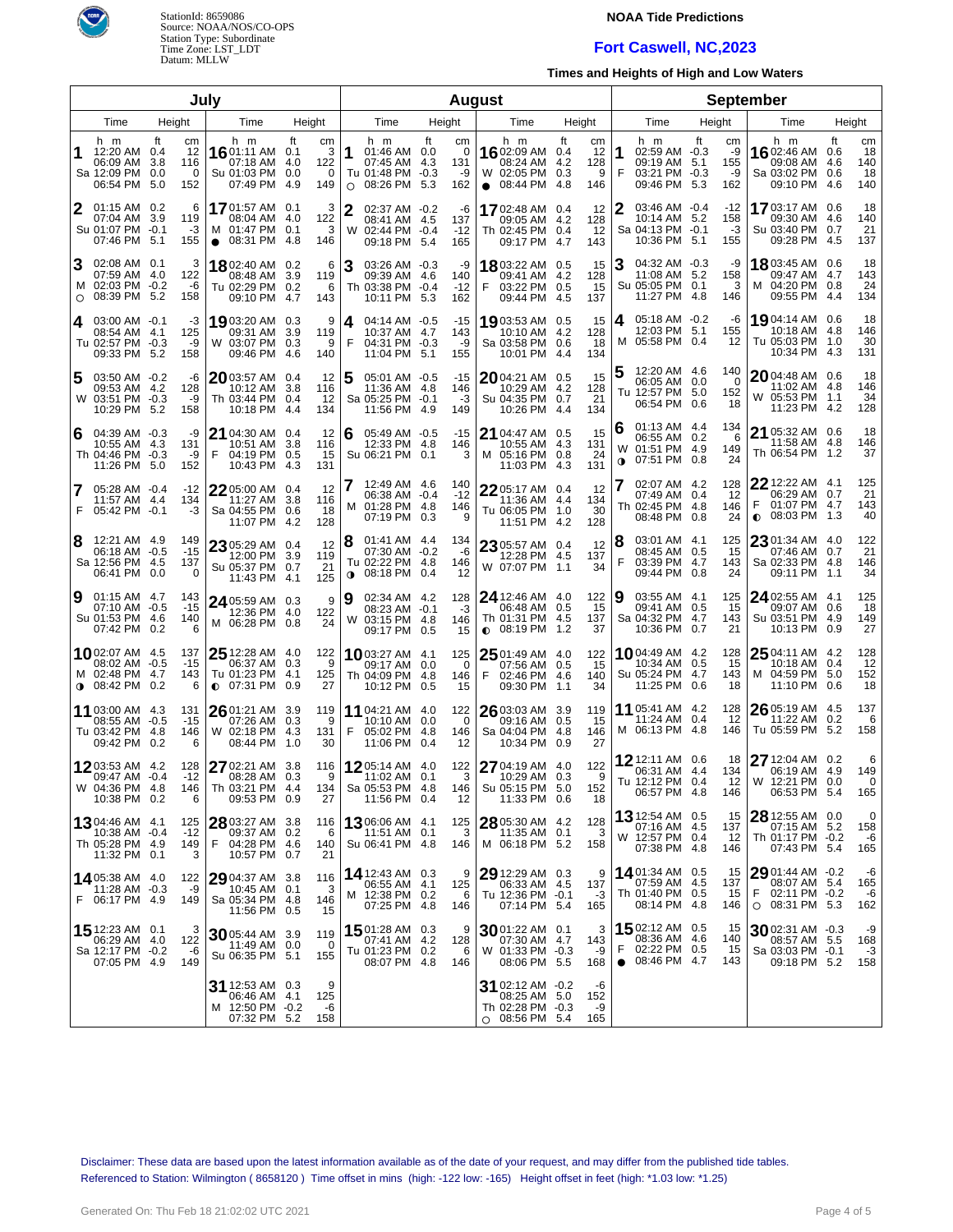StationId: 8659086
Source: NOAA/NOS/CO-OPS
Station Type: Subordinate
Time Zone: LST_LDT
Datum: MLLW

**NOAA Tide Predictions**

## Fort Caswell, NC,2023

**Times and Heights of High and Low Waters**

### July

| Day | Time | ft | cm |
|---|---|---|---|
| 1 Sa | 12:20 AM<br>06:09 AM<br>12:09 PM<br>06:54 PM | 0.4<br>3.8<br>0.0<br>5.0 | 12<br>116<br>0<br>152 |
| 2 Su | 01:15 AM<br>07:04 AM<br>01:07 PM<br>07:46 PM | 0.2<br>3.9<br>-0.1<br>5.1 | 6<br>119<br>-3<br>155 |
| 3 M ○ | 02:08 AM<br>07:59 AM<br>02:03 PM<br>08:39 PM | 0.1<br>4.0<br>-0.2<br>5.2 | 3<br>122<br>-6<br>158 |
| 4 Tu | 03:00 AM<br>08:54 AM<br>02:57 PM<br>09:33 PM | -0.1<br>4.1<br>-0.3<br>5.2 | -3<br>125<br>-9<br>158 |
| 5 W | 03:50 AM<br>09:53 AM<br>03:51 PM<br>10:29 PM | -0.2<br>4.2<br>-0.3<br>5.2 | -6<br>128<br>-9<br>158 |
| 6 Th | 04:39 AM<br>10:55 AM<br>04:46 PM<br>11:26 PM | -0.3<br>4.3<br>-0.3<br>5.0 | -9<br>131<br>-9<br>152 |
| 7 F | 05:28 AM<br>11:57 AM<br>05:42 PM | -0.4<br>4.4<br>-0.1 | -12<br>134<br>-3 |
| 8 Sa | 12:21 AM<br>06:18 AM<br>12:56 PM<br>06:41 PM | 4.9<br>-0.5<br>4.5<br>0.0 | 149<br>-15<br>137<br>0 |
| 9 Su | 01:15 AM<br>07:10 AM<br>01:53 PM<br>07:42 PM | 4.7<br>-0.5<br>4.6<br>0.2 | 143<br>-15<br>140<br>6 |
| 10 M ◑ | 02:07 AM<br>08:02 AM<br>02:48 PM<br>08:42 PM | 4.5<br>-0.5<br>4.7<br>0.2 | 137<br>-15<br>143<br>6 |
| 11 Tu | 03:00 AM<br>08:55 AM<br>03:42 PM<br>09:42 PM | 4.3<br>-0.5<br>4.8<br>0.2 | 131<br>-15<br>146<br>6 |
| 12 W | 03:53 AM<br>09:47 AM<br>04:36 PM<br>10:38 PM | 4.2<br>-0.4<br>4.8<br>0.2 | 128<br>-12<br>146<br>6 |
| 13 Th | 04:46 AM<br>10:38 AM<br>05:28 PM<br>11:32 PM | 4.1<br>-0.4<br>4.9<br>0.1 | 125<br>-12<br>149<br>3 |
| 14 F | 05:38 AM<br>11:28 AM<br>06:17 PM | 4.0<br>-0.3<br>4.9 | 122<br>-9<br>149 |
| 15 Sa | 12:23 AM<br>06:29 AM<br>12:17 PM<br>07:05 PM | 0.1<br>4.0<br>-0.2<br>4.9 | 3<br>122<br>-6<br>149 |
| 16 Su | 01:11 AM<br>07:18 AM<br>01:03 PM<br>07:49 PM | 0.1<br>4.0<br>0.0<br>4.9 | 3<br>122<br>0<br>149 |
| 17 M ● | 01:57 AM<br>08:04 AM<br>01:47 PM<br>08:31 PM | 0.1<br>4.0<br>0.1<br>4.8 | 3<br>122<br>3<br>146 |
| 18 Tu | 02:40 AM<br>08:48 AM<br>02:29 PM<br>09:10 PM | 0.2<br>3.9<br>0.2<br>4.7 | 6<br>119<br>6<br>143 |
| 19 W | 03:20 AM<br>09:31 AM<br>03:07 PM<br>09:46 PM | 0.3<br>3.9<br>0.3<br>4.6 | 9<br>119<br>9<br>140 |
| 20 Th | 03:57 AM<br>10:12 AM<br>03:44 PM<br>10:18 PM | 0.4<br>3.8<br>0.4<br>4.4 | 12<br>116<br>12<br>134 |
| 21 F | 04:30 AM<br>10:51 AM<br>04:19 PM<br>10:43 PM | 0.4<br>3.8<br>0.5<br>4.3 | 12<br>116<br>15<br>131 |
| 22 Sa | 05:00 AM<br>11:27 AM<br>04:55 PM<br>11:07 PM | 0.4<br>3.8<br>0.6<br>4.2 | 12<br>116<br>18<br>128 |
| 23 Su | 05:29 AM<br>12:00 PM<br>05:37 PM<br>11:43 PM | 0.4<br>3.9<br>0.7<br>4.1 | 12<br>119<br>21<br>125 |
| 24 M | 05:59 AM<br>12:36 PM<br>06:28 PM | 0.3<br>4.0<br>0.8 | 9<br>122<br>24 |
| 25 Tu ◐ | 12:28 AM<br>06:37 AM<br>01:23 PM<br>07:31 PM | 4.0<br>0.3<br>4.1<br>0.9 | 122<br>9<br>125<br>27 |
| 26 W | 01:21 AM<br>07:26 AM<br>02:18 PM<br>08:44 PM | 3.9<br>0.3<br>4.3<br>1.0 | 119<br>9<br>131<br>30 |
| 27 Th | 02:21 AM<br>08:28 AM<br>03:21 PM<br>09:53 PM | 3.8<br>0.3<br>4.4<br>0.9 | 116<br>9<br>134<br>27 |
| 28 F | 03:27 AM<br>09:37 AM<br>04:28 PM<br>10:57 PM | 3.8<br>0.2<br>4.6<br>0.7 | 116<br>6<br>140<br>21 |
| 29 Sa | 04:37 AM<br>10:45 AM<br>05:34 PM<br>11:56 PM | 3.8<br>0.1<br>4.8<br>0.5 | 116<br>3<br>146<br>15 |
| 30 Su | 05:44 AM<br>11:49 AM<br>06:35 PM | 3.9<br>0.0<br>5.1 | 119<br>0<br>155 |
| 31 M | 12:53 AM<br>06:46 AM<br>12:50 PM<br>07:32 PM | 0.3<br>4.1<br>-0.2<br>5.2 | 9<br>125<br>-6<br>158 |

### August

| Day | Time | ft | cm |
|---|---|---|---|
| 1 Tu ○ | 01:46 AM<br>07:45 AM<br>01:48 PM<br>08:26 PM | 0.0<br>4.3<br>-0.3<br>5.3 | 0<br>131<br>-9<br>162 |
| 2 W | 02:37 AM<br>08:41 AM<br>02:44 PM<br>09:18 PM | -0.2<br>4.5<br>-0.4<br>5.4 | -6<br>137<br>-12<br>165 |
| 3 Th | 03:26 AM<br>09:39 AM<br>03:38 PM<br>10:11 PM | -0.3<br>4.6<br>-0.4<br>5.3 | -9<br>140<br>-12<br>162 |
| 4 F | 04:14 AM<br>10:37 AM<br>04:31 PM<br>11:04 PM | -0.5<br>4.7<br>-0.3<br>5.1 | -15<br>143<br>-9<br>155 |
| 5 Sa | 05:01 AM<br>11:36 AM<br>05:25 PM<br>11:56 PM | -0.5<br>4.8<br>-0.1<br>4.9 | -15<br>146<br>-3<br>149 |
| 6 Su | 05:49 AM<br>12:33 PM<br>06:21 PM | -0.5<br>4.8<br>0.1 | -15<br>146<br>3 |
| 7 M | 12:49 AM<br>06:38 AM<br>01:28 PM<br>07:19 PM | 4.6<br>-0.4<br>4.8<br>0.3 | 140<br>-12<br>146<br>9 |
| 8 Tu ◑ | 01:41 AM<br>07:30 AM<br>02:22 PM<br>08:18 PM | 4.4<br>-0.2<br>4.8<br>0.4 | 134<br>-6<br>146<br>12 |
| 9 W | 02:34 AM<br>08:23 AM<br>03:15 PM<br>09:17 PM | 4.2<br>-0.1<br>4.8<br>0.5 | 128<br>-3<br>146<br>15 |
| 10 Th | 03:27 AM<br>09:17 AM<br>04:09 PM<br>10:12 PM | 4.1<br>0.0<br>4.8<br>0.5 | 125<br>0<br>146<br>15 |
| 11 F | 04:21 AM<br>10:10 AM<br>05:02 PM<br>11:06 PM | 4.0<br>0.0<br>4.8<br>0.4 | 122<br>0<br>146<br>12 |
| 12 Sa | 05:14 AM<br>11:02 AM<br>05:53 PM<br>11:56 PM | 4.0<br>0.1<br>4.8<br>0.4 | 122<br>3<br>146<br>12 |
| 13 Su | 06:06 AM<br>11:51 AM<br>06:41 PM | 4.1<br>0.1<br>4.8 | 125<br>3<br>146 |
| 14 M | 12:43 AM<br>06:55 AM<br>12:38 PM<br>07:25 PM | 0.3<br>4.1<br>0.2<br>4.8 | 9<br>125<br>6<br>146 |
| 15 Tu | 01:28 AM<br>07:41 AM<br>01:23 PM<br>08:07 PM | 0.3<br>4.2<br>0.2<br>4.8 | 9<br>128<br>6<br>146 |
| 16 W ● | 02:09 AM<br>08:24 AM<br>02:05 PM<br>08:44 PM | 0.4<br>4.2<br>0.3<br>4.8 | 12<br>128<br>9<br>146 |
| 17 Th | 02:48 AM<br>09:05 AM<br>02:45 PM<br>09:17 PM | 0.4<br>4.2<br>0.4<br>4.7 | 12<br>128<br>12<br>143 |
| 18 F | 03:22 AM<br>09:41 AM<br>03:22 PM<br>09:44 PM | 0.5<br>4.2<br>0.5<br>4.5 | 15<br>128<br>15<br>137 |
| 19 Sa | 03:53 AM<br>10:10 AM<br>03:58 PM<br>10:01 PM | 0.5<br>4.2<br>0.6<br>4.4 | 15<br>128<br>18<br>134 |
| 20 Su | 04:21 AM<br>10:29 AM<br>04:35 PM<br>10:26 PM | 0.5<br>4.2<br>0.7<br>4.4 | 15<br>128<br>21<br>134 |
| 21 M | 04:47 AM<br>10:55 AM<br>05:16 PM<br>11:03 PM | 0.5<br>4.3<br>0.8<br>4.3 | 15<br>131<br>24<br>131 |
| 22 Tu | 05:17 AM<br>11:36 AM<br>06:05 PM<br>11:51 PM | 0.4<br>4.4<br>1.0<br>4.2 | 12<br>134<br>30<br>128 |
| 23 W | 05:57 AM<br>12:28 PM<br>07:07 PM | 0.4<br>4.5<br>1.1 | 12<br>137<br>34 |
| 24 Th ◐ | 12:46 AM<br>06:48 AM<br>01:31 PM<br>08:19 PM | 4.0<br>0.5<br>4.5<br>1.2 | 122<br>15<br>137<br>37 |
| 25 F | 01:49 AM<br>07:56 AM<br>02:46 PM<br>09:30 PM | 4.0<br>0.5<br>4.6<br>1.1 | 122<br>15<br>140<br>34 |
| 26 Sa | 03:03 AM<br>09:16 AM<br>04:04 PM<br>10:34 PM | 3.9<br>0.5<br>4.8<br>0.9 | 119<br>15<br>146<br>27 |
| 27 Su | 04:19 AM<br>10:29 AM<br>05:15 PM<br>11:33 PM | 4.0<br>0.3<br>5.0<br>0.6 | 122<br>9<br>152<br>18 |
| 28 M | 05:30 AM<br>11:35 AM<br>06:18 PM | 4.2<br>0.1<br>5.2 | 128<br>3<br>158 |
| 29 Tu | 12:29 AM<br>06:33 AM<br>12:36 PM<br>07:14 PM | 0.3<br>4.5<br>-0.1<br>5.4 | 9<br>137<br>-3<br>165 |
| 30 W | 01:22 AM<br>07:30 AM<br>01:33 PM<br>08:06 PM | 0.1<br>4.7<br>-0.3<br>5.5 | 3<br>143<br>-9<br>168 |
| 31 Th ○ | 02:12 AM<br>08:25 AM<br>02:28 PM<br>08:56 PM | -0.2<br>5.0<br>-0.3<br>5.4 | -6<br>152<br>-9<br>165 |

### September

| Day | Time | ft | cm |
|---|---|---|---|
| 1 F | 02:59 AM<br>09:19 AM<br>03:21 PM<br>09:46 PM | -0.3<br>5.1<br>-0.3<br>5.3 | -9<br>155<br>-9<br>162 |
| 2 Sa | 03:46 AM<br>10:14 AM<br>04:13 PM<br>10:36 PM | -0.4<br>5.2<br>-0.1<br>5.1 | -12<br>158<br>-3<br>155 |
| 3 Su | 04:32 AM<br>11:08 AM<br>05:05 PM<br>11:27 PM | -0.3<br>5.2<br>0.1<br>4.8 | -9<br>158<br>3<br>146 |
| 4 M | 05:18 AM<br>12:03 PM<br>05:58 PM | -0.2<br>5.1<br>0.4 | -6<br>155<br>12 |
| 5 Tu | 12:20 AM<br>06:05 AM<br>12:57 PM<br>06:54 PM | 4.6<br>0.0<br>5.0<br>0.6 | 140<br>0<br>152<br>18 |
| 6 W ◑ | 01:13 AM<br>06:55 AM<br>01:51 PM<br>07:51 PM | 4.4<br>0.2<br>4.9<br>0.8 | 134<br>6<br>149<br>24 |
| 7 Th | 02:07 AM<br>07:49 AM<br>02:45 PM<br>08:48 PM | 4.2<br>0.4<br>4.8<br>0.8 | 128<br>12<br>146<br>24 |
| 8 F | 03:01 AM<br>08:45 AM<br>03:39 PM<br>09:44 PM | 4.1<br>0.5<br>4.7<br>0.8 | 125<br>15<br>143<br>24 |
| 9 Sa | 03:55 AM<br>09:41 AM<br>04:32 PM<br>10:36 PM | 4.1<br>0.5<br>4.7<br>0.7 | 125<br>15<br>143<br>21 |
| 10 Su | 04:49 AM<br>10:34 AM<br>05:24 PM<br>11:25 PM | 4.2<br>0.5<br>4.7<br>0.6 | 128<br>15<br>143<br>18 |
| 11 M | 05:41 AM<br>11:24 AM<br>06:13 PM | 4.2<br>0.4<br>4.8 | 128<br>12<br>146 |
| 12 Tu | 12:11 AM<br>06:31 AM<br>12:12 PM<br>06:57 PM | 0.6<br>4.4<br>0.4<br>4.8 | 18<br>134<br>12<br>146 |
| 13 W | 12:54 AM<br>07:16 AM<br>12:57 PM<br>07:38 PM | 0.5<br>4.5<br>0.4<br>4.8 | 15<br>137<br>12<br>146 |
| 14 Th | 01:34 AM<br>07:59 AM<br>01:40 PM<br>08:14 PM | 0.5<br>4.5<br>0.5<br>4.8 | 15<br>137<br>15<br>146 |
| 15 F ● | 02:12 AM<br>08:36 AM<br>02:22 PM<br>08:46 PM | 0.5<br>4.6<br>0.5<br>4.7 | 15<br>140<br>15<br>143 |
| 16 Sa | 02:46 AM<br>09:08 AM<br>03:02 PM<br>09:10 PM | 0.6<br>4.6<br>0.6<br>4.6 | 18<br>140<br>18<br>140 |
| 17 Su | 03:17 AM<br>09:30 AM<br>03:40 PM<br>09:28 PM | 0.6<br>4.6<br>0.7<br>4.5 | 18<br>140<br>21<br>137 |
| 18 M | 03:45 AM<br>09:47 AM<br>04:20 PM<br>09:55 PM | 0.6<br>4.7<br>0.8<br>4.4 | 18<br>143<br>24<br>134 |
| 19 Tu | 04:14 AM<br>10:18 AM<br>05:03 PM<br>10:34 PM | 0.6<br>4.8<br>1.0<br>4.3 | 18<br>146<br>30<br>131 |
| 20 W | 04:48 AM<br>11:02 AM<br>05:53 PM<br>11:23 PM | 0.6<br>4.8<br>1.1<br>4.2 | 18<br>146<br>34<br>128 |
| 21 Th | 05:32 AM<br>11:58 AM<br>06:54 PM | 0.6<br>4.8<br>1.2 | 18<br>146<br>37 |
| 22 F ◐ | 12:22 AM<br>06:29 AM<br>01:07 PM<br>08:03 PM | 4.1<br>0.7<br>4.7<br>1.3 | 125<br>21<br>143<br>40 |
| 23 Sa | 01:34 AM<br>07:46 AM<br>02:33 PM<br>09:11 PM | 4.0<br>0.7<br>4.8<br>1.1 | 122<br>21<br>146<br>34 |
| 24 Su | 02:55 AM<br>09:07 AM<br>03:51 PM<br>10:13 PM | 4.1<br>0.6<br>4.9<br>0.9 | 125<br>18<br>149<br>27 |
| 25 M | 04:11 AM<br>10:18 AM<br>04:59 PM<br>11:10 PM | 4.2<br>0.4<br>5.0<br>0.6 | 128<br>12<br>152<br>18 |
| 26 Tu | 05:19 AM<br>11:22 AM<br>05:59 PM | 4.5<br>0.2<br>5.2 | 137<br>6<br>158 |
| 27 W | 12:04 AM<br>06:19 AM<br>12:21 PM<br>06:53 PM | 0.2<br>4.9<br>0.0<br>5.4 | 6<br>149<br>0<br>165 |
| 28 Th | 12:55 AM<br>07:15 AM<br>01:17 PM<br>07:43 PM | 0.0<br>5.2<br>-0.2<br>5.4 | 0<br>158<br>-6<br>165 |
| 29 F ○ | 01:44 AM<br>08:07 AM<br>02:11 PM<br>08:31 PM | -0.2<br>5.4<br>-0.2<br>5.3 | -6<br>165<br>-6<br>162 |
| 30 Sa | 02:31 AM<br>08:57 AM<br>03:03 PM<br>09:18 PM | -0.3<br>5.5<br>-0.1<br>5.2 | -9<br>168<br>-3<br>158 |

Disclaimer: These data are based upon the latest information available as of the date of your request, and may differ from the published tide tables.
Referenced to Station: Wilmington ( 8658120 ) Time offset in mins (high: -122 low: -165) Height offset in feet (high: *1.03 low: *1.25)

Generated On: Thu Feb 18 21:02:02 UTC 2021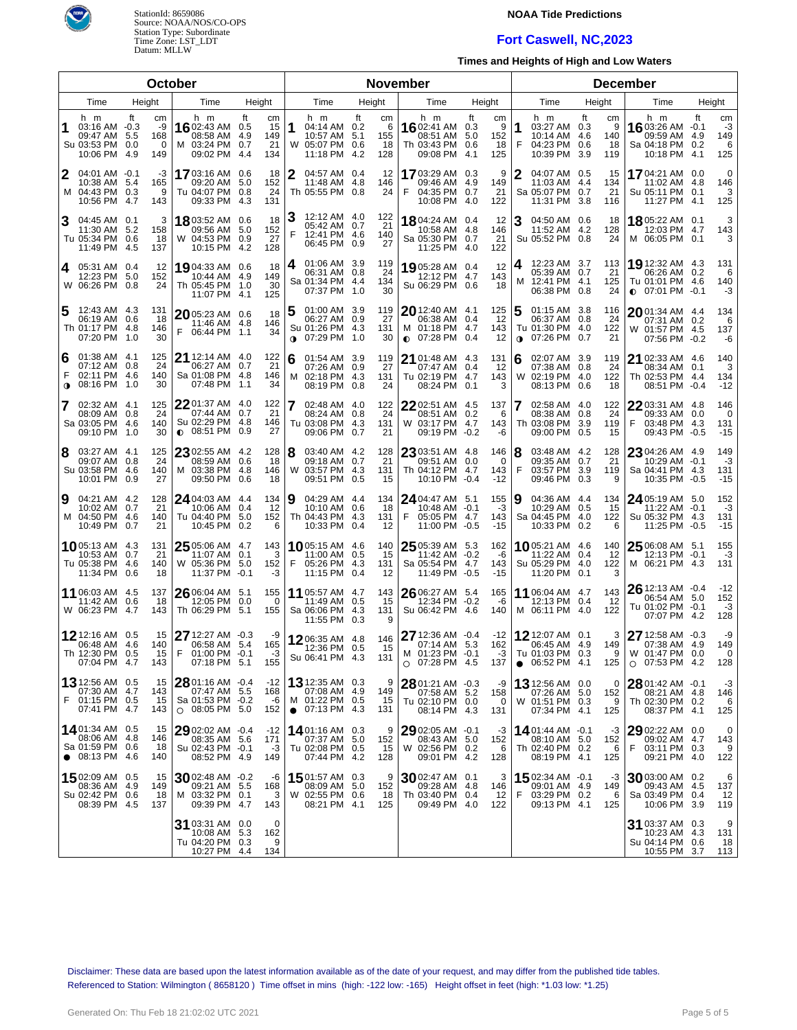StationId: 8659086
Source: NOAA/NOS/CO-OPS
Station Type: Subordinate
Time Zone: LST_LDT
Datum: MLLW

**NOAA Tide Predictions**

## Fort Caswell, NC,2023

**Times and Heights of High and Low Waters**

### October

| Day | Time (h m) | Height (ft) | Height (cm) |
|---|---|---|---|
| 1 Su | 03:16 AM | -0.3 | -9 |
| | 09:47 AM | 5.5 | 168 |
| | 03:53 PM | 0.0 | 0 |
| | 10:06 PM | 4.9 | 149 |
| 2 M | 04:01 AM | -0.1 | -3 |
| | 10:38 AM | 5.4 | 165 |
| | 04:43 PM | 0.3 | 9 |
| | 10:56 PM | 4.7 | 143 |
| 3 Tu | 04:45 AM | 0.1 | 3 |
| | 11:30 AM | 5.2 | 158 |
| | 05:34 PM | 0.6 | 18 |
| | 11:49 PM | 4.5 | 137 |
| 4 W | 05:31 AM | 0.4 | 12 |
| | 12:23 PM | 5.0 | 152 |
| | 06:26 PM | 0.8 | 24 |
| 5 Th | 12:43 AM | 4.3 | 131 |
| | 06:19 AM | 0.6 | 18 |
| | 01:17 PM | 4.8 | 146 |
| | 07:20 PM | 1.0 | 30 |
| 6 F ◑ | 01:38 AM | 4.1 | 125 |
| | 07:12 AM | 0.8 | 24 |
| | 02:11 PM | 4.6 | 140 |
| | 08:16 PM | 1.0 | 30 |
| 7 Sa | 02:32 AM | 4.1 | 125 |
| | 08:09 AM | 0.8 | 24 |
| | 03:05 PM | 4.6 | 140 |
| | 09:10 PM | 1.0 | 30 |
| 8 Su | 03:27 AM | 4.1 | 125 |
| | 09:07 AM | 0.8 | 24 |
| | 03:58 PM | 4.6 | 140 |
| | 10:01 PM | 0.9 | 27 |
| 9 M | 04:21 AM | 4.2 | 128 |
| | 10:02 AM | 0.7 | 21 |
| | 04:50 PM | 4.6 | 140 |
| | 10:49 PM | 0.7 | 21 |
| 10 Tu | 05:13 AM | 4.3 | 131 |
| | 10:53 AM | 0.7 | 21 |
| | 05:38 PM | 4.6 | 140 |
| | 11:34 PM | 0.6 | 18 |
| 11 W | 06:03 AM | 4.5 | 137 |
| | 11:42 AM | 0.6 | 18 |
| | 06:23 PM | 4.7 | 143 |
| 12 Th | 12:16 AM | 0.5 | 15 |
| | 06:48 AM | 4.6 | 140 |
| | 12:30 PM | 0.5 | 15 |
| | 07:04 PM | 4.7 | 143 |
| 13 F | 12:56 AM | 0.5 | 15 |
| | 07:30 AM | 4.7 | 143 |
| | 01:15 PM | 0.5 | 15 |
| | 07:41 PM | 4.7 | 143 |
| 14 Sa ● | 01:34 AM | 0.5 | 15 |
| | 08:06 AM | 4.8 | 146 |
| | 01:59 PM | 0.6 | 18 |
| | 08:13 PM | 4.6 | 140 |
| 15 Su | 02:09 AM | 0.5 | 15 |
| | 08:36 AM | 4.9 | 149 |
| | 02:42 PM | 0.6 | 18 |
| | 08:39 PM | 4.5 | 137 |
| 16 M | 02:43 AM | 0.5 | 15 |
| | 08:58 AM | 4.9 | 149 |
| | 03:24 PM | 0.7 | 21 |
| | 09:02 PM | 4.4 | 134 |
| 17 Tu | 03:16 AM | 0.6 | 18 |
| | 09:20 AM | 5.0 | 152 |
| | 04:07 PM | 0.8 | 24 |
| | 09:33 PM | 4.3 | 131 |
| 18 W | 03:52 AM | 0.6 | 18 |
| | 09:56 AM | 5.0 | 152 |
| | 04:53 PM | 0.9 | 27 |
| | 10:15 PM | 4.2 | 128 |
| 19 Th | 04:33 AM | 0.6 | 18 |
| | 10:44 AM | 4.9 | 149 |
| | 05:45 PM | 1.0 | 30 |
| | 11:07 PM | 4.1 | 125 |
| 20 F | 05:23 AM | 0.6 | 18 |
| | 11:46 AM | 4.8 | 146 |
| | 06:44 PM | 1.1 | 34 |
| 21 Sa | 12:14 AM | 4.0 | 122 |
| | 06:27 AM | 0.7 | 21 |
| | 01:08 PM | 4.8 | 146 |
| | 07:48 PM | 1.1 | 34 |
| 22 Su ◐ | 01:37 AM | 4.0 | 122 |
| | 07:44 AM | 0.7 | 21 |
| | 02:29 PM | 4.8 | 146 |
| | 08:51 PM | 0.9 | 27 |
| 23 M | 02:55 AM | 4.2 | 128 |
| | 08:59 AM | 0.6 | 18 |
| | 03:38 PM | 4.8 | 146 |
| | 09:50 PM | 0.6 | 18 |
| 24 Tu | 04:03 AM | 4.4 | 134 |
| | 10:06 AM | 0.4 | 12 |
| | 04:40 PM | 5.0 | 152 |
| | 10:45 PM | 0.2 | 6 |
| 25 W | 05:06 AM | 4.7 | 143 |
| | 11:07 AM | 0.1 | 3 |
| | 05:36 PM | 5.0 | 152 |
| | 11:37 PM | -0.1 | -3 |
| 26 Th | 06:04 AM | 5.1 | 155 |
| | 12:05 PM | 0.0 | 0 |
| | 06:29 PM | 5.1 | 155 |
| 27 F | 12:27 AM | -0.3 | -9 |
| | 06:58 AM | 5.4 | 165 |
| | 01:00 PM | -0.1 | -3 |
| | 07:18 PM | 5.1 | 155 |
| 28 Sa ○ | 01:16 AM | -0.4 | -12 |
| | 07:47 AM | 5.5 | 168 |
| | 01:53 PM | -0.2 | -6 |
| | 08:05 PM | 5.0 | 152 |
| 29 Su | 02:02 AM | -0.4 | -12 |
| | 08:35 AM | 5.6 | 171 |
| | 02:43 PM | -0.1 | -3 |
| | 08:52 PM | 4.9 | 149 |
| 30 M | 02:48 AM | -0.2 | -6 |
| | 09:21 AM | 5.5 | 168 |
| | 03:32 PM | 0.1 | 3 |
| | 09:39 PM | 4.7 | 143 |
| 31 Tu | 03:31 AM | 0.0 | 0 |
| | 10:08 AM | 5.3 | 162 |
| | 04:20 PM | 0.3 | 9 |
| | 10:27 PM | 4.4 | 134 |

### November

| Day | Time (h m) | Height (ft) | Height (cm) |
|---|---|---|---|
| 1 W | 04:14 AM | 0.2 | 6 |
| | 10:57 AM | 5.1 | 155 |
| | 05:07 PM | 0.6 | 18 |
| | 11:18 PM | 4.2 | 128 |
| 2 Th | 04:57 AM | 0.4 | 12 |
| | 11:48 AM | 4.8 | 146 |
| | 05:55 PM | 0.8 | 24 |
| 3 F | 12:12 AM | 4.0 | 122 |
| | 05:42 AM | 0.7 | 21 |
| | 12:41 PM | 4.6 | 140 |
| | 06:45 PM | 0.9 | 27 |
| 4 Sa | 01:06 AM | 3.9 | 119 |
| | 06:31 AM | 0.8 | 24 |
| | 01:34 PM | 4.4 | 134 |
| | 07:37 PM | 1.0 | 30 |
| 5 Su ◑ | 01:00 AM | 3.9 | 119 |
| | 06:27 AM | 0.9 | 27 |
| | 01:26 PM | 4.3 | 131 |
| | 07:29 PM | 1.0 | 30 |
| 6 M | 01:54 AM | 3.9 | 119 |
| | 07:26 AM | 0.9 | 27 |
| | 02:18 PM | 4.3 | 131 |
| | 08:19 PM | 0.8 | 24 |
| 7 Tu | 02:48 AM | 4.0 | 122 |
| | 08:24 AM | 0.8 | 24 |
| | 03:08 PM | 4.3 | 131 |
| | 09:06 PM | 0.7 | 21 |
| 8 W | 03:40 AM | 4.2 | 128 |
| | 09:18 AM | 0.7 | 21 |
| | 03:57 PM | 4.3 | 131 |
| | 09:51 PM | 0.5 | 15 |
| 9 Th | 04:29 AM | 4.4 | 134 |
| | 10:10 AM | 0.6 | 18 |
| | 04:43 PM | 4.3 | 131 |
| | 10:33 PM | 0.4 | 12 |
| 10 F | 05:15 AM | 4.6 | 140 |
| | 11:00 AM | 0.5 | 15 |
| | 05:26 PM | 4.3 | 131 |
| | 11:15 PM | 0.4 | 12 |
| 11 Sa | 05:57 AM | 4.7 | 143 |
| | 11:49 AM | 0.5 | 15 |
| | 06:06 PM | 4.3 | 131 |
| | 11:55 PM | 0.3 | 9 |
| 12 Su | 06:35 AM | 4.8 | 146 |
| | 12:36 PM | 0.5 | 15 |
| | 06:41 PM | 4.3 | 131 |
| 13 M ● | 12:35 AM | 0.3 | 9 |
| | 07:08 AM | 4.9 | 149 |
| | 01:22 PM | 0.5 | 15 |
| | 07:13 PM | 4.3 | 131 |
| 14 Tu | 01:16 AM | 0.3 | 9 |
| | 07:37 AM | 5.0 | 152 |
| | 02:08 PM | 0.5 | 15 |
| | 07:44 PM | 4.2 | 128 |
| 15 W | 01:57 AM | 0.3 | 9 |
| | 08:09 AM | 5.0 | 152 |
| | 02:55 PM | 0.6 | 18 |
| | 08:21 PM | 4.1 | 125 |
| 16 Th | 02:41 AM | 0.3 | 9 |
| | 08:51 AM | 5.0 | 152 |
| | 03:43 PM | 0.6 | 18 |
| | 09:08 PM | 4.1 | 125 |
| 17 F | 03:29 AM | 0.3 | 9 |
| | 09:46 AM | 4.9 | 149 |
| | 04:35 PM | 0.7 | 21 |
| | 10:08 PM | 4.0 | 122 |
| 18 Sa | 04:24 AM | 0.4 | 12 |
| | 10:58 AM | 4.8 | 146 |
| | 05:30 PM | 0.7 | 21 |
| | 11:25 PM | 4.0 | 122 |
| 19 Su | 05:28 AM | 0.4 | 12 |
| | 12:12 PM | 4.7 | 143 |
| | 06:29 PM | 0.6 | 18 |
| 20 M ◐ | 12:40 AM | 4.1 | 125 |
| | 06:38 AM | 0.4 | 12 |
| | 01:18 PM | 4.7 | 143 |
| | 07:28 PM | 0.4 | 12 |
| 21 Tu | 01:48 AM | 4.3 | 131 |
| | 07:47 AM | 0.4 | 12 |
| | 02:19 PM | 4.7 | 143 |
| | 08:24 PM | 0.1 | 3 |
| 22 W | 02:51 AM | 4.5 | 137 |
| | 08:51 AM | 0.2 | 6 |
| | 03:17 PM | 4.7 | 143 |
| | 09:19 PM | -0.2 | -6 |
| 23 Th | 03:51 AM | 4.8 | 146 |
| | 09:51 AM | 0.0 | 0 |
| | 04:12 PM | 4.7 | 143 |
| | 10:10 PM | -0.4 | -12 |
| 24 F | 04:47 AM | 5.1 | 155 |
| | 10:48 AM | -0.1 | -3 |
| | 05:05 PM | 4.7 | 143 |
| | 11:00 PM | -0.5 | -15 |
| 25 Sa | 05:39 AM | 5.3 | 162 |
| | 11:42 AM | -0.2 | -6 |
| | 05:54 PM | 4.7 | 143 |
| | 11:49 PM | -0.5 | -15 |
| 26 Su | 06:27 AM | 5.4 | 165 |
| | 12:34 PM | -0.2 | -6 |
| | 06:42 PM | 4.6 | 140 |
| 27 M ○ | 12:36 AM | -0.4 | -12 |
| | 07:14 AM | 5.3 | 162 |
| | 01:23 PM | -0.1 | -3 |
| | 07:28 PM | 4.5 | 137 |
| 28 Tu | 01:21 AM | -0.3 | -9 |
| | 07:58 AM | 5.2 | 158 |
| | 02:10 PM | 0.0 | 0 |
| | 08:14 PM | 4.3 | 131 |
| 29 W | 02:05 AM | -0.1 | -3 |
| | 08:43 AM | 5.0 | 152 |
| | 02:56 PM | 0.2 | 6 |
| | 09:01 PM | 4.2 | 128 |
| 30 Th | 02:47 AM | 0.1 | 3 |
| | 09:28 AM | 4.8 | 146 |
| | 03:40 PM | 0.4 | 12 |
| | 09:49 PM | 4.0 | 122 |

### December

| Day | Time (h m) | Height (ft) | Height (cm) |
|---|---|---|---|
| 1 F | 03:27 AM | 0.3 | 9 |
| | 10:14 AM | 4.6 | 140 |
| | 04:23 PM | 0.6 | 18 |
| | 10:39 PM | 3.9 | 119 |
| 2 Sa | 04:07 AM | 0.5 | 15 |
| | 11:03 AM | 4.4 | 134 |
| | 05:07 PM | 0.7 | 21 |
| | 11:31 PM | 3.8 | 116 |
| 3 Su | 04:50 AM | 0.6 | 18 |
| | 11:52 AM | 4.2 | 128 |
| | 05:52 PM | 0.8 | 24 |
| 4 M | 12:23 AM | 3.7 | 113 |
| | 05:39 AM | 0.7 | 21 |
| | 12:41 PM | 4.1 | 125 |
| | 06:38 PM | 0.8 | 24 |
| 5 Tu ◑ | 01:15 AM | 3.8 | 116 |
| | 06:37 AM | 0.8 | 24 |
| | 01:30 PM | 4.0 | 122 |
| | 07:26 PM | 0.7 | 21 |
| 6 W | 02:07 AM | 3.9 | 119 |
| | 07:38 AM | 0.8 | 24 |
| | 02:19 PM | 4.0 | 122 |
| | 08:13 PM | 0.6 | 18 |
| 7 Th | 02:58 AM | 4.0 | 122 |
| | 08:38 AM | 0.8 | 24 |
| | 03:08 PM | 3.9 | 119 |
| | 09:00 PM | 0.5 | 15 |
| 8 F | 03:48 AM | 4.2 | 128 |
| | 09:35 AM | 0.7 | 21 |
| | 03:57 PM | 3.9 | 119 |
| | 09:46 PM | 0.3 | 9 |
| 9 Sa | 04:36 AM | 4.4 | 134 |
| | 10:29 AM | 0.5 | 15 |
| | 04:45 PM | 4.0 | 122 |
| | 10:33 PM | 0.2 | 6 |
| 10 Su | 05:21 AM | 4.6 | 140 |
| | 11:22 AM | 0.4 | 12 |
| | 05:29 PM | 4.0 | 122 |
| | 11:20 PM | 0.1 | 3 |
| 11 M | 06:04 AM | 4.7 | 143 |
| | 12:13 PM | 0.4 | 12 |
| | 06:11 PM | 4.0 | 122 |
| 12 Tu ● | 12:07 AM | 0.1 | 3 |
| | 06:45 AM | 4.9 | 149 |
| | 01:03 PM | 0.3 | 9 |
| | 06:52 PM | 4.1 | 125 |
| 13 W | 12:56 AM | 0.0 | 0 |
| | 07:26 AM | 5.0 | 152 |
| | 01:51 PM | 0.3 | 9 |
| | 07:34 PM | 4.1 | 125 |
| 14 Th | 01:44 AM | -0.1 | -3 |
| | 08:10 AM | 5.0 | 152 |
| | 02:40 PM | 0.2 | 6 |
| | 08:19 PM | 4.1 | 125 |
| 15 F | 02:34 AM | -0.1 | -3 |
| | 09:01 AM | 4.9 | 149 |
| | 03:29 PM | 0.2 | 6 |
| | 09:13 PM | 4.1 | 125 |
| 16 Sa | 03:26 AM | -0.1 | -3 |
| | 09:59 AM | 4.9 | 149 |
| | 04:18 PM | 0.2 | 6 |
| | 10:18 PM | 4.1 | 125 |
| 17 Su | 04:21 AM | 0.0 | 0 |
| | 11:02 AM | 4.8 | 146 |
| | 05:11 PM | 0.1 | 3 |
| | 11:27 PM | 4.1 | 125 |
| 18 M | 05:22 AM | 0.1 | 3 |
| | 12:03 PM | 4.7 | 143 |
| | 06:05 PM | 0.1 | 3 |
| 19 Tu ◐ | 12:32 AM | 4.3 | 131 |
| | 06:26 AM | 0.2 | 6 |
| | 01:01 PM | 4.6 | 140 |
| | 07:01 PM | -0.1 | -3 |
| 20 W | 01:34 AM | 4.4 | 134 |
| | 07:31 AM | 0.2 | 6 |
| | 01:57 PM | 4.5 | 137 |
| | 07:56 PM | -0.2 | -6 |
| 21 Th | 02:33 AM | 4.6 | 140 |
| | 08:34 AM | 0.1 | 3 |
| | 02:53 PM | 4.4 | 134 |
| | 08:51 PM | -0.4 | -12 |
| 22 F | 03:31 AM | 4.8 | 146 |
| | 09:33 AM | 0.0 | 0 |
| | 03:48 PM | 4.3 | 131 |
| | 09:43 PM | -0.5 | -15 |
| 23 Sa | 04:26 AM | 4.9 | 149 |
| | 10:29 AM | -0.1 | -3 |
| | 04:41 PM | 4.3 | 131 |
| | 10:35 PM | -0.5 | -15 |
| 24 Su | 05:19 AM | 5.0 | 152 |
| | 11:22 AM | -0.1 | -3 |
| | 05:32 PM | 4.3 | 131 |
| | 11:25 PM | -0.5 | -15 |
| 25 M | 06:08 AM | 5.1 | 155 |
| | 12:13 PM | -0.1 | -3 |
| | 06:21 PM | 4.3 | 131 |
| 26 Tu | 12:13 AM | -0.4 | -12 |
| | 06:54 AM | 5.0 | 152 |
| | 01:02 PM | -0.1 | -3 |
| | 07:07 PM | 4.2 | 128 |
| 27 W ○ | 12:58 AM | -0.3 | -9 |
| | 07:38 AM | 4.9 | 149 |
| | 01:47 PM | 0.0 | 0 |
| | 07:53 PM | 4.2 | 128 |
| 28 Th | 01:42 AM | -0.1 | -3 |
| | 08:21 AM | 4.8 | 146 |
| | 02:30 PM | 0.2 | 6 |
| | 08:37 PM | 4.1 | 125 |
| 29 F | 02:22 AM | 0.0 | 0 |
| | 09:02 AM | 4.7 | 143 |
| | 03:11 PM | 0.3 | 9 |
| | 09:21 PM | 4.0 | 122 |
| 30 Sa | 03:00 AM | 0.2 | 6 |
| | 09:43 AM | 4.5 | 137 |
| | 03:49 PM | 0.4 | 12 |
| | 10:06 PM | 3.9 | 119 |
| 31 Su | 03:37 AM | 0.3 | 9 |
| | 10:23 AM | 4.3 | 131 |
| | 04:14 PM | 0.6 | 18 |
| | 10:55 PM | 3.7 | 113 |

Disclaimer: These data are based upon the latest information available as of the date of your request, and may differ from the published tide tables.
Referenced to Station: Wilmington ( 8658120 ) Time offset in mins (high: -122 low: -165) Height offset in feet (high: *1.03 low: *1.25)